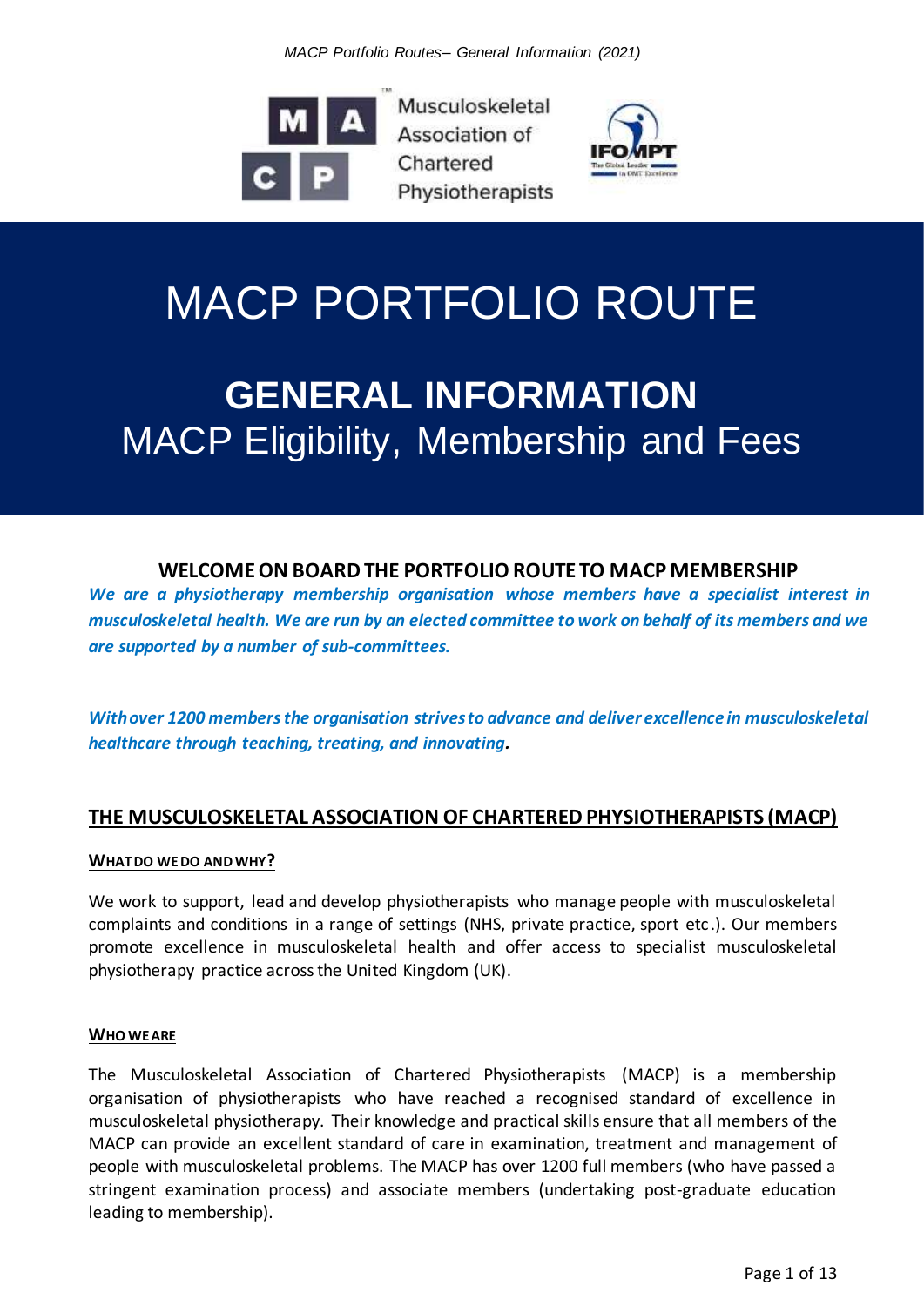# MACP PORTFOLIO ROUTE

## GENERAL INFORMATION

MACP Eligibility, Membership and Fees

### WELCOME ON BOARD THE PORTFOLIO ROUTE TO MACP MEMBERSHIP

***We are a physiotherapy membership organisation whose members have a specialist interest in musculoskeletal health. We are run by an elected committee to work on behalf of its members and we are supported by a number of sub-committees.***

***With over 1200 members the organisation strives to advance and deliver excellence in musculoskeletal healthcare through teaching, treating, and innovating.***

## THE MUSCULOSKELETAL ASSOCIATION OF CHARTERED PHYSIOTHERAPISTS (MACP)

### WHAT DO WE DO AND WHY?

We work to support, lead and develop physiotherapists who manage people with musculoskeletal complaints and conditions in a range of settings (NHS, private practice, sport etc.). Our members promote excellence in musculoskeletal health and offer access to specialist musculoskeletal physiotherapy practice across the United Kingdom (UK).

### WHO WE ARE

The Musculoskeletal Association of Chartered Physiotherapists (MACP) is a membership organisation of physiotherapists who have reached a recognised standard of excellence in musculoskeletal physiotherapy. Their knowledge and practical skills ensure that all members of the MACP can provide an excellent standard of care in examination, treatment and management of people with musculoskeletal problems. The MACP has over 1200 full members (who have passed a stringent examination process) and associate members (undertaking post-graduate education leading to membership).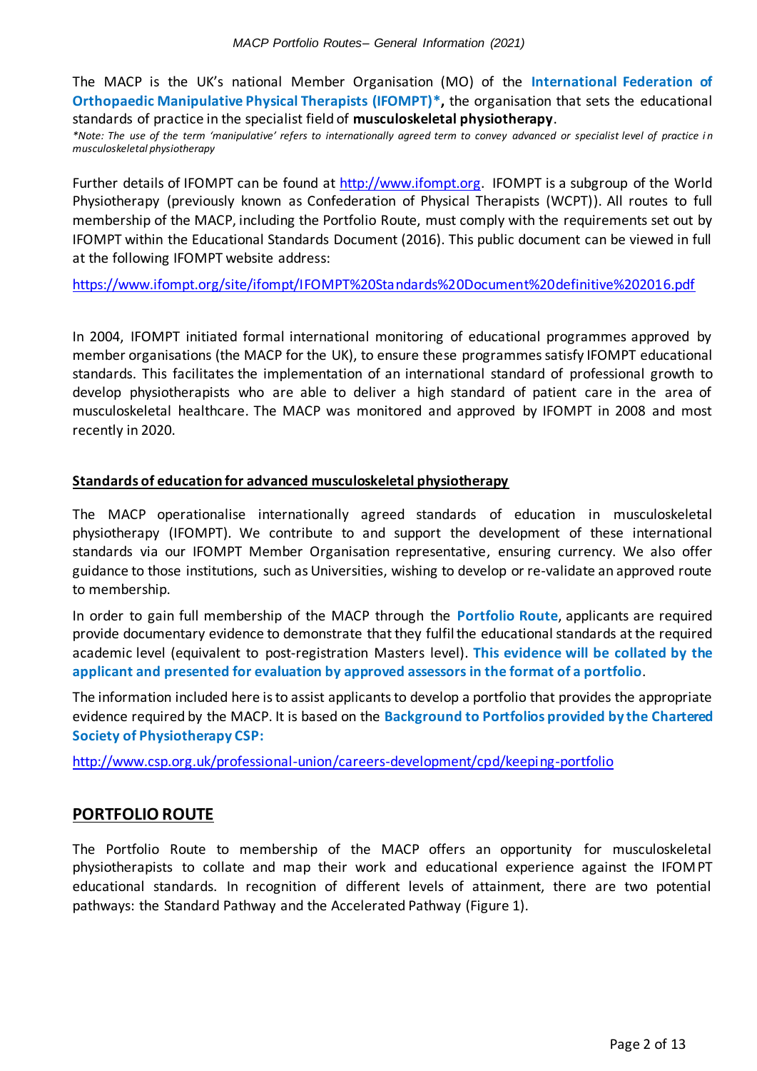The MACP is the UK's national Member Organisation (MO) of the **International Federation of Orthopaedic Manipulative Physical Therapists (IFOMPT)*,** the organisation that sets the educational standards of practice in the specialist field of **musculoskeletal physiotherapy**.

*\*Note: The use of the term 'manipulative' refers to internationally agreed term to convey advanced or specialist level of practice in musculoskeletal physiotherapy*

Further details of IFOMPT can be found at [http://www.ifompt.org](http://www.ifompt.org). IFOMPT is a subgroup of the World Physiotherapy (previously known as Confederation of Physical Therapists (WCPT)). All routes to full membership of the MACP, including the Portfolio Route, must comply with the requirements set out by IFOMPT within the Educational Standards Document (2016). This public document can be viewed in full at the following IFOMPT website address:

[https://www.ifompt.org/site/ifompt/IFOMPT%20Standards%20Document%20definitive%202016.pdf](https://www.ifompt.org/site/ifompt/IFOMPT%20Standards%20Document%20definitive%202016.pdf)

In 2004, IFOMPT initiated formal international monitoring of educational programmes approved by member organisations (the MACP for the UK), to ensure these programmes satisfy IFOMPT educational standards. This facilitates the implementation of an international standard of professional growth to develop physiotherapists who are able to deliver a high standard of patient care in the area of musculoskeletal healthcare. The MACP was monitored and approved by IFOMPT in 2008 and most recently in 2020.

## Standards of education for advanced musculoskeletal physiotherapy

The MACP operationalise internationally agreed standards of education in musculoskeletal physiotherapy (IFOMPT). We contribute to and support the development of these international standards via our IFOMPT Member Organisation representative, ensuring currency. We also offer guidance to those institutions, such as Universities, wishing to develop or re-validate an approved route to membership.

In order to gain full membership of the MACP through the **Portfolio Route**, applicants are required provide documentary evidence to demonstrate that they fulfil the educational standards at the required academic level (equivalent to post-registration Masters level). **This evidence will be collated by the applicant and presented for evaluation by approved assessors in the format of a portfolio**.

The information included here is to assist applicants to develop a portfolio that provides the appropriate evidence required by the MACP. It is based on the **Background to Portfolios provided by the Chartered Society of Physiotherapy CSP:**

[http://www.csp.org.uk/professional-union/careers-development/cpd/keeping-portfolio](http://www.csp.org.uk/professional-union/careers-development/cpd/keeping-portfolio)

## PORTFOLIO ROUTE

The Portfolio Route to membership of the MACP offers an opportunity for musculoskeletal physiotherapists to collate and map their work and educational experience against the IFOMPT educational standards. In recognition of different levels of attainment, there are two potential pathways: the Standard Pathway and the Accelerated Pathway (Figure 1).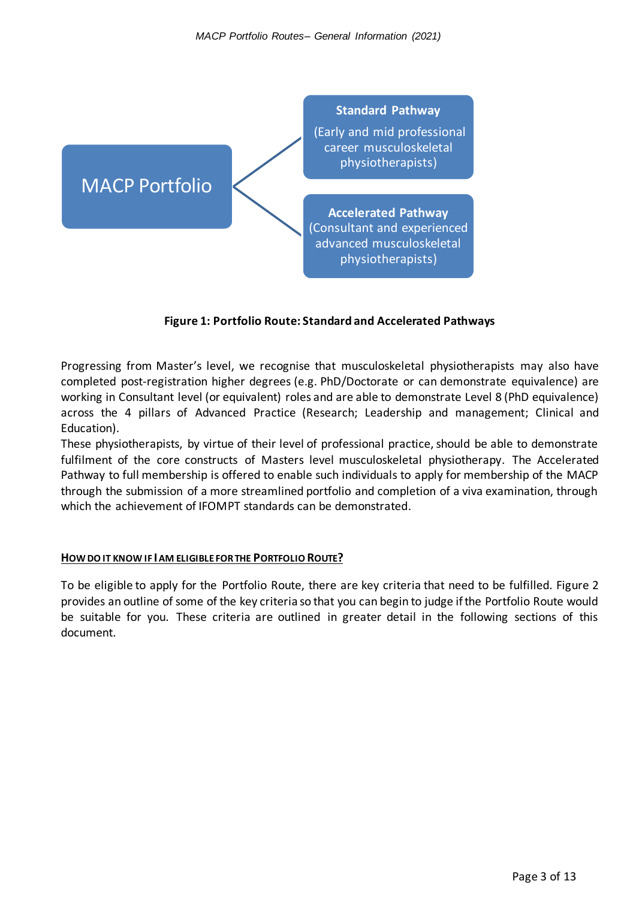MACP Portfolio

**Standard Pathway**
(Early and mid professional career musculoskeletal physiotherapists)

**Accelerated Pathway**
(Consultant and experienced advanced musculoskeletal physiotherapists)

**Figure 1: Portfolio Route: Standard and Accelerated Pathways**

Progressing from Master's level, we recognise that musculoskeletal physiotherapists may also have completed post-registration higher degrees (e.g. PhD/Doctorate or can demonstrate equivalence) are working in Consultant level (or equivalent) roles and are able to demonstrate Level 8 (PhD equivalence) across the 4 pillars of Advanced Practice (Research; Leadership and management; Clinical and Education).

These physiotherapists, by virtue of their level of professional practice, should be able to demonstrate fulfilment of the core constructs of Masters level musculoskeletal physiotherapy. The Accelerated Pathway to full membership is offered to enable such individuals to apply for membership of the MACP through the submission of a more streamlined portfolio and completion of a viva examination, through which the achievement of IFOMPT standards can be demonstrated.

## HOW DO IT KNOW IF I AM ELIGIBLE FOR THE PORTFOLIO ROUTE?

To be eligible to apply for the Portfolio Route, there are key criteria that need to be fulfilled. Figure 2 provides an outline of some of the key criteria so that you can begin to judge if the Portfolio Route would be suitable for you. These criteria are outlined in greater detail in the following sections of this document.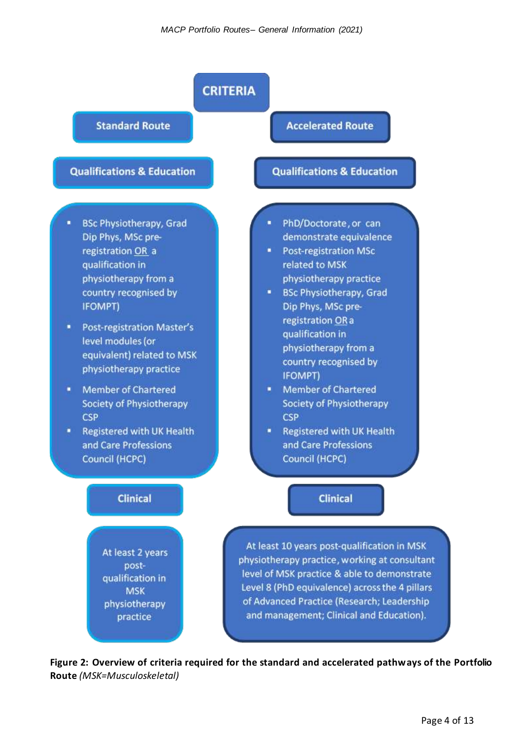# CRITERIA

## Standard Route

### Qualifications & Education

- BSc Physiotherapy, Grad Dip Phys, MSc pre-registration OR a qualification in physiotherapy from a country recognised by IFOMPT)
- Post-registration Master's level modules (or equivalent) related to MSK physiotherapy practice
- Member of Chartered Society of Physiotherapy CSP
- Registered with UK Health and Care Professions Council (HCPC)

### Clinical

At least 2 years post-qualification in MSK physiotherapy practice

## Accelerated Route

### Qualifications & Education

- PhD/Doctorate, or can demonstrate equivalence
- Post-registration MSc related to MSK physiotherapy practice
- BSc Physiotherapy, Grad Dip Phys, MSc pre-registration OR a qualification in physiotherapy from a country recognised by IFOMPT)
- Member of Chartered Society of Physiotherapy CSP
- Registered with UK Health and Care Professions Council (HCPC)

### Clinical

At least 10 years post-qualification in MSK physiotherapy practice, working at consultant level of MSK practice & able to demonstrate Level 8 (PhD equivalence) across the 4 pillars of Advanced Practice (Research; Leadership and management; Clinical and Education).

**Figure 2: Overview of criteria required for the standard and accelerated pathways of the Portfolio Route** *(MSK=Musculoskeletal)*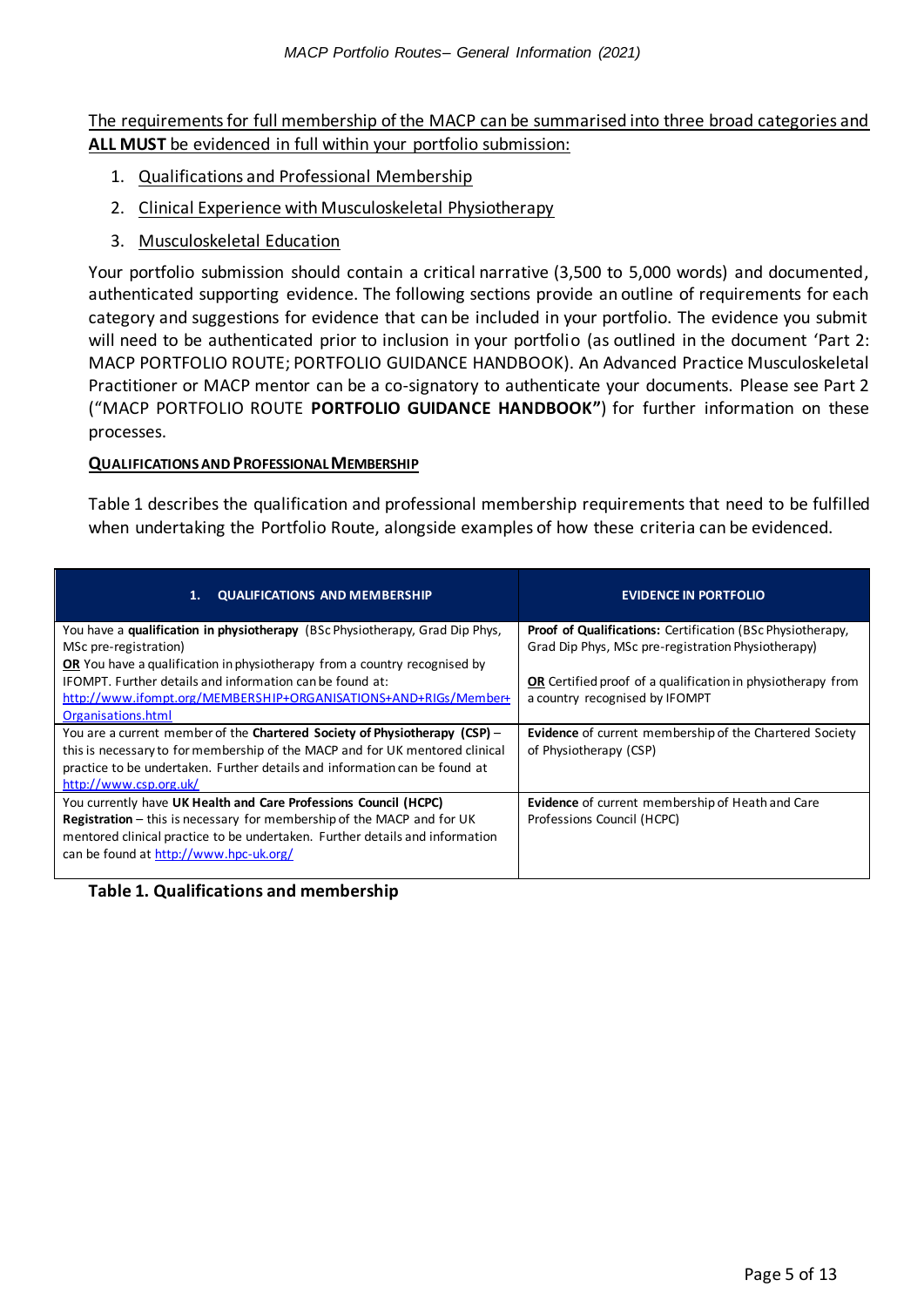The requirements for full membership of the MACP can be summarised into three broad categories and **ALL MUST** be evidenced in full within your portfolio submission:

1. Qualifications and Professional Membership
2. Clinical Experience with Musculoskeletal Physiotherapy
3. Musculoskeletal Education

Your portfolio submission should contain a critical narrative (3,500 to 5,000 words) and documented, authenticated supporting evidence. The following sections provide an outline of requirements for each category and suggestions for evidence that can be included in your portfolio. The evidence you submit will need to be authenticated prior to inclusion in your portfolio (as outlined in the document 'Part 2: MACP PORTFOLIO ROUTE; PORTFOLIO GUIDANCE HANDBOOK). An Advanced Practice Musculoskeletal Practitioner or MACP mentor can be a co-signatory to authenticate your documents. Please see Part 2 ("MACP PORTFOLIO ROUTE **PORTFOLIO GUIDANCE HANDBOOK"**) for further information on these processes.

**QUALIFICATIONS AND PROFESSIONAL MEMBERSHIP**

Table 1 describes the qualification and professional membership requirements that need to be fulfilled when undertaking the Portfolio Route, alongside examples of how these criteria can be evidenced.

| 1. QUALIFICATIONS AND MEMBERSHIP | EVIDENCE IN PORTFOLIO |
|---|---|
| You have a **qualification in physiotherapy** (BSc Physiotherapy, Grad Dip Phys, MSc pre-registration)<br>**OR** You have a qualification in physiotherapy from a country recognised by IFOMPT. Further details and information can be found at: http://www.ifompt.org/MEMBERSHIP+ORGANISATIONS+AND+RIGs/Member+Organisations.html | **Proof of Qualifications:** Certification (BSc Physiotherapy, Grad Dip Phys, MSc pre-registration Physiotherapy)<br><br>**OR** Certified proof of a qualification in physiotherapy from a country recognised by IFOMPT |
| You are a current member of the **Chartered Society of Physiotherapy (CSP)** – this is necessary to for membership of the MACP and for UK mentored clinical practice to be undertaken. Further details and information can be found at http://www.csp.org.uk/ | **Evidence** of current membership of the Chartered Society of Physiotherapy (CSP) |
| You currently have **UK Health and Care Professions Council (HCPC) Registration** – this is necessary for membership of the MACP and for UK mentored clinical practice to be undertaken. Further details and information can be found at http://www.hpc-uk.org/ | **Evidence** of current membership of Heath and Care Professions Council (HCPC) |

**Table 1. Qualifications and membership**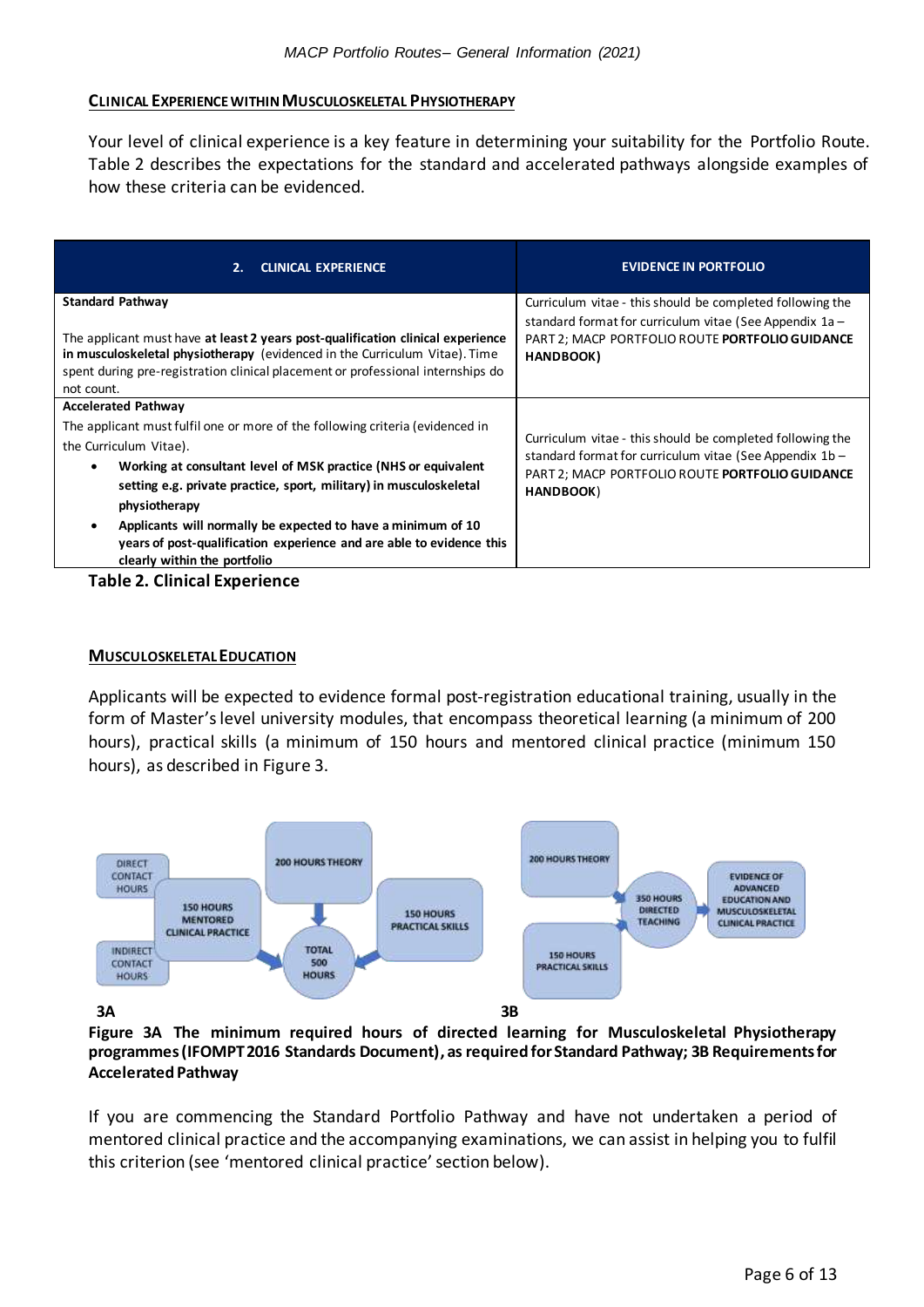## Clinical Experience within Musculoskeletal Physiotherapy

Your level of clinical experience is a key feature in determining your suitability for the Portfolio Route. Table 2 describes the expectations for the standard and accelerated pathways alongside examples of how these criteria can be evidenced.

| 2. CLINICAL EXPERIENCE | EVIDENCE IN PORTFOLIO |
|---|---|
| **Standard Pathway**<br><br>The applicant must have **at least 2 years post-qualification clinical experience in musculoskeletal physiotherapy** (evidenced in the Curriculum Vitae). Time spent during pre-registration clinical placement or professional internships do not count. | Curriculum vitae - this should be completed following the standard format for curriculum vitae (See Appendix 1a – PART 2; MACP PORTFOLIO ROUTE **PORTFOLIO GUIDANCE HANDBOOK)** |
| **Accelerated Pathway**<br>The applicant must fulfil one or more of the following criteria (evidenced in the Curriculum Vitae).<br>• **Working at consultant level of MSK practice (NHS or equivalent setting e.g. private practice, sport, military) in musculoskeletal physiotherapy**<br>• **Applicants will normally be expected to have a minimum of 10 years of post-qualification experience and are able to evidence this clearly within the portfolio** | Curriculum vitae - this should be completed following the standard format for curriculum vitae (See Appendix 1b – PART 2; MACP PORTFOLIO ROUTE **PORTFOLIO GUIDANCE HANDBOOK**) |

**Table 2. Clinical Experience**

## Musculoskeletal Education

Applicants will be expected to evidence formal post-registration educational training, usually in the form of Master's level university modules, that encompass theoretical learning (a minimum of 200 hours), practical skills (a minimum of 150 hours and mentored clinical practice (minimum 150 hours), as described in Figure 3.

DIRECT CONTACT HOURS | INDIRECT CONTACT HOURS | 150 HOURS MENTORED CLINICAL PRACTICE | 200 HOURS THEORY | 150 HOURS PRACTICAL SKILLS | TOTAL 500 HOURS

3A

200 HOURS THEORY | 150 HOURS PRACTICAL SKILLS | 350 HOURS DIRECTED TEACHING | EVIDENCE OF ADVANCED EDUCATION AND MUSCULOSKELETAL CLINICAL PRACTICE

3B

**Figure 3A The minimum required hours of directed learning for Musculoskeletal Physiotherapy programmes (IFOMPT 2016 Standards Document), as required for Standard Pathway; 3B Requirements for Accelerated Pathway**

If you are commencing the Standard Portfolio Pathway and have not undertaken a period of mentored clinical practice and the accompanying examinations, we can assist in helping you to fulfil this criterion (see 'mentored clinical practice' section below).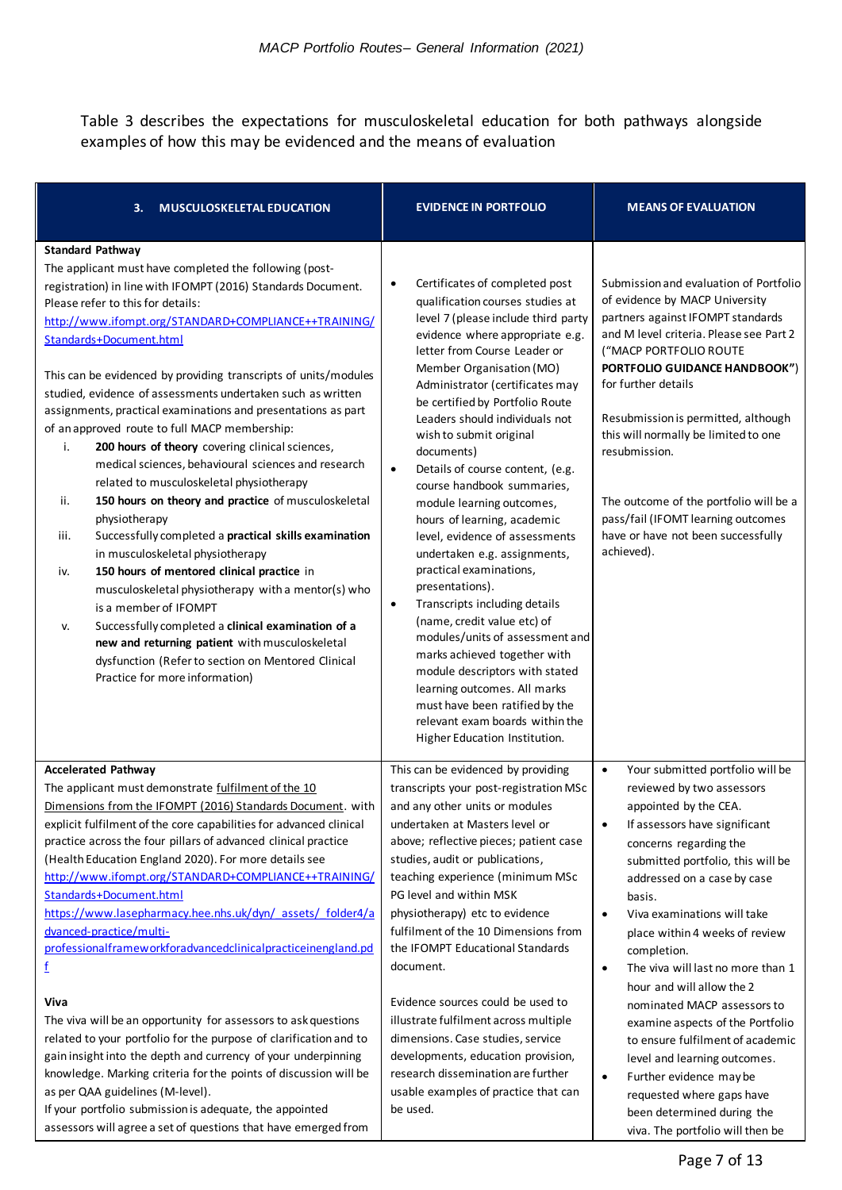Table 3 describes the expectations for musculoskeletal education for both pathways alongside examples of how this may be evidenced and the means of evaluation

| 3. MUSCULOSKELETAL EDUCATION | EVIDENCE IN PORTFOLIO | MEANS OF EVALUATION |
|---|---|---|
| **Standard Pathway**<br>The applicant must have completed the following (post-registration) in line with IFOMPT (2016) Standards Document. Please refer to this for details:<br>http://www.ifompt.org/STANDARD+COMPLIANCE++TRAINING/Standards+Document.html<br><br>This can be evidenced by providing transcripts of units/modules studied, evidence of assessments undertaken such as written assignments, practical examinations and presentations as part of an approved route to full MACP membership:<br>i. **200 hours of theory** covering clinical sciences, medical sciences, behavioural sciences and research related to musculoskeletal physiotherapy<br>ii. **150 hours on theory and practice** of musculoskeletal physiotherapy<br>iii. Successfully completed a **practical skills examination** in musculoskeletal physiotherapy<br>iv. **150 hours of mentored clinical practice** in musculoskeletal physiotherapy with a mentor(s) who is a member of IFOMPT<br>v. Successfully completed a **clinical examination of a new and returning patient** with musculoskeletal dysfunction (Refer to section on Mentored Clinical Practice for more information) | • Certificates of completed post qualification courses studies at level 7 (please include third party evidence where appropriate e.g. letter from Course Leader or Member Organisation (MO) Administrator (certificates may be certified by Portfolio Route Leaders should individuals not wish to submit original documents)<br>• Details of course content, (e.g. course handbook summaries, module learning outcomes, hours of learning, academic level, evidence of assessments undertaken e.g. assignments, practical examinations, presentations).<br>• Transcripts including details (name, credit value etc) of modules/units of assessment and marks achieved together with module descriptors with stated learning outcomes. All marks must have been ratified by the relevant exam boards within the Higher Education Institution. | Submission and evaluation of Portfolio of evidence by MACP University partners against IFOMPT standards and M level criteria. Please see Part 2 ("MACP PORTFOLIO ROUTE **PORTFOLIO GUIDANCE HANDBOOK"**) for further details<br><br>Resubmission is permitted, although this will normally be limited to one resubmission.<br><br>The outcome of the portfolio will be a pass/fail (IFOMT learning outcomes have or have not been successfully achieved). |
| **Accelerated Pathway**<br>The applicant must demonstrate fulfilment of the 10 Dimensions from the IFOMPT (2016) Standards Document. with explicit fulfilment of the core capabilities for advanced clinical practice across the four pillars of advanced clinical practice (Health Education England 2020). For more details see http://www.ifompt.org/STANDARD+COMPLIANCE++TRAINING/Standards+Document.html<br>https://www.lasepharmacy.hee.nhs.uk/dyn/_assets/_folder4/advanced-practice/multi-professionalframeworkforadvancedclinicalpracticeinengland.pdf<br><br>**Viva**<br>The viva will be an opportunity for assessors to ask questions related to your portfolio for the purpose of clarification and to gain insight into the depth and currency of your underpinning knowledge. Marking criteria for the points of discussion will be as per QAA guidelines (M-level).<br>If your portfolio submission is adequate, the appointed assessors will agree a set of questions that have emerged from | This can be evidenced by providing transcripts your post-registration MSc and any other units or modules undertaken at Masters level or above; reflective pieces; patient case studies, audit or publications, teaching experience (minimum MSc PG level and within MSK physiotherapy) etc to evidence fulfilment of the 10 Dimensions from the IFOMPT Educational Standards document.<br><br>Evidence sources could be used to illustrate fulfilment across multiple dimensions. Case studies, service developments, education provision, research dissemination are further usable examples of practice that can be used. | • Your submitted portfolio will be reviewed by two assessors appointed by the CEA.<br>• If assessors have significant concerns regarding the submitted portfolio, this will be addressed on a case by case basis.<br>• Viva examinations will take place within 4 weeks of review completion.<br>• The viva will last no more than 1 hour and will allow the 2 nominated MACP assessors to examine aspects of the Portfolio to ensure fulfilment of academic level and learning outcomes.<br>• Further evidence may be requested where gaps have been determined during the viva. The portfolio will then be |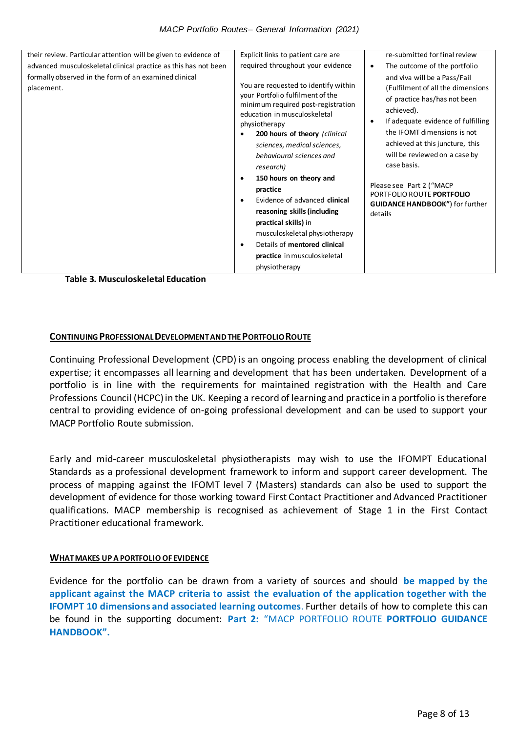| | | |
|---|---|---|
| their review. Particular attention will be given to evidence of advanced musculoskeletal clinical practice as this has not been formally observed in the form of an examined clinical placement. | Explicit links to patient care are required throughout your evidence<br><br>You are requested to identify within your Portfolio fulfilment of the minimum required post-registration education in musculoskeletal physiotherapy<br>• **200 hours of theory** *(clinical sciences, medical sciences, behavioural sciences and research)*<br>• **150 hours on theory and practice**<br>• Evidence of advanced **clinical reasoning skills (including practical skills)** in musculoskeletal physiotherapy<br>• Details of **mentored clinical practice** in musculoskeletal physiotherapy | re-submitted for final review<br>• The outcome of the portfolio and viva will be a Pass/Fail (Fulfilment of all the dimensions of practice has/has not been achieved).<br>• If adequate evidence of fulfilling the IFOMT dimensions is not achieved at this juncture, this will be reviewed on a case by case basis.<br><br>Please see Part 2 ("MACP PORTFOLIO ROUTE **PORTFOLIO GUIDANCE HANDBOOK"**) for further details |

**Table 3. Musculoskeletal Education**

## Continuing Professional Development and the Portfolio Route

Continuing Professional Development (CPD) is an ongoing process enabling the development of clinical expertise; it encompasses all learning and development that has been undertaken. Development of a portfolio is in line with the requirements for maintained registration with the Health and Care Professions Council (HCPC) in the UK. Keeping a record of learning and practice in a portfolio is therefore central to providing evidence of on-going professional development and can be used to support your MACP Portfolio Route submission.

Early and mid-career musculoskeletal physiotherapists may wish to use the IFOMPT Educational Standards as a professional development framework to inform and support career development. The process of mapping against the IFOMT level 7 (Masters) standards can also be used to support the development of evidence for those working toward First Contact Practitioner and Advanced Practitioner qualifications. MACP membership is recognised as achievement of Stage 1 in the First Contact Practitioner educational framework.

## What makes up a portfolio of evidence

Evidence for the portfolio can be drawn from a variety of sources and should **be mapped by the applicant against the MACP criteria to assist the evaluation of the application together with the IFOMPT 10 dimensions and associated learning outcomes**. Further details of how to complete this can be found in the supporting document: **Part 2:** "MACP PORTFOLIO ROUTE **PORTFOLIO GUIDANCE HANDBOOK".**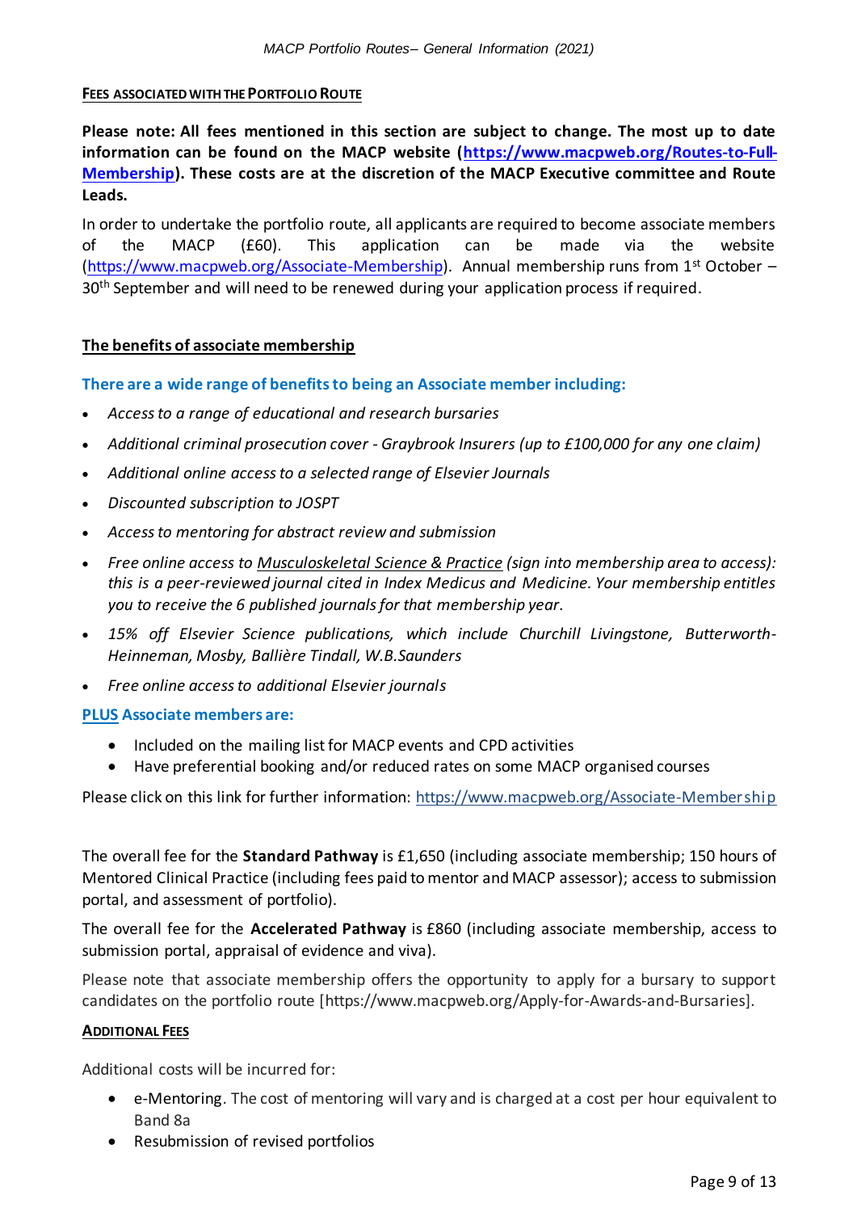#### FEES ASSOCIATED WITH THE PORTFOLIO ROUTE

**Please note: All fees mentioned in this section are subject to change. The most up to date information can be found on the MACP website ([https://www.macpweb.org/Routes-to-Full-Membership](https://www.macpweb.org/Routes-to-Full-Membership)). These costs are at the discretion of the MACP Executive committee and Route Leads.**

In order to undertake the portfolio route, all applicants are required to become associate members of the MACP (£60). This application can be made via the website ([https://www.macpweb.org/Associate-Membership](https://www.macpweb.org/Associate-Membership)). Annual membership runs from 1st October – 30th September and will need to be renewed during your application process if required.

#### The benefits of associate membership

**There are a wide range of benefits to being an Associate member including:**

- *Access to a range of educational and research bursaries*
- *Additional criminal prosecution cover - Graybrook Insurers (up to £100,000 for any one claim)*
- *Additional online access to a selected range of Elsevier Journals*
- *Discounted subscription to JOSPT*
- *Access to mentoring for abstract review and submission*
- *Free online access to Musculoskeletal Science & Practice (sign into membership area to access): this is a peer-reviewed journal cited in Index Medicus and Medicine. Your membership entitles you to receive the 6 published journals for that membership year.*
- *15% off Elsevier Science publications, which include Churchill Livingstone, Butterworth-Heinneman, Mosby, Ballière Tindall, W.B.Saunders*
- *Free online access to additional Elsevier journals*

**PLUS Associate members are:**

- Included on the mailing list for MACP events and CPD activities
- Have preferential booking and/or reduced rates on some MACP organised courses

Please click on this link for further information: [https://www.macpweb.org/Associate-Membership](https://www.macpweb.org/Associate-Membership)

The overall fee for the **Standard Pathway** is £1,650 (including associate membership; 150 hours of Mentored Clinical Practice (including fees paid to mentor and MACP assessor); access to submission portal, and assessment of portfolio).

The overall fee for the **Accelerated Pathway** is £860 (including associate membership, access to submission portal, appraisal of evidence and viva).

Please note that associate membership offers the opportunity to apply for a bursary to support candidates on the portfolio route [https://www.macpweb.org/Apply-for-Awards-and-Bursaries].

#### ADDITIONAL FEES

Additional costs will be incurred for:

- e-Mentoring. The cost of mentoring will vary and is charged at a cost per hour equivalent to Band 8a
- Resubmission of revised portfolios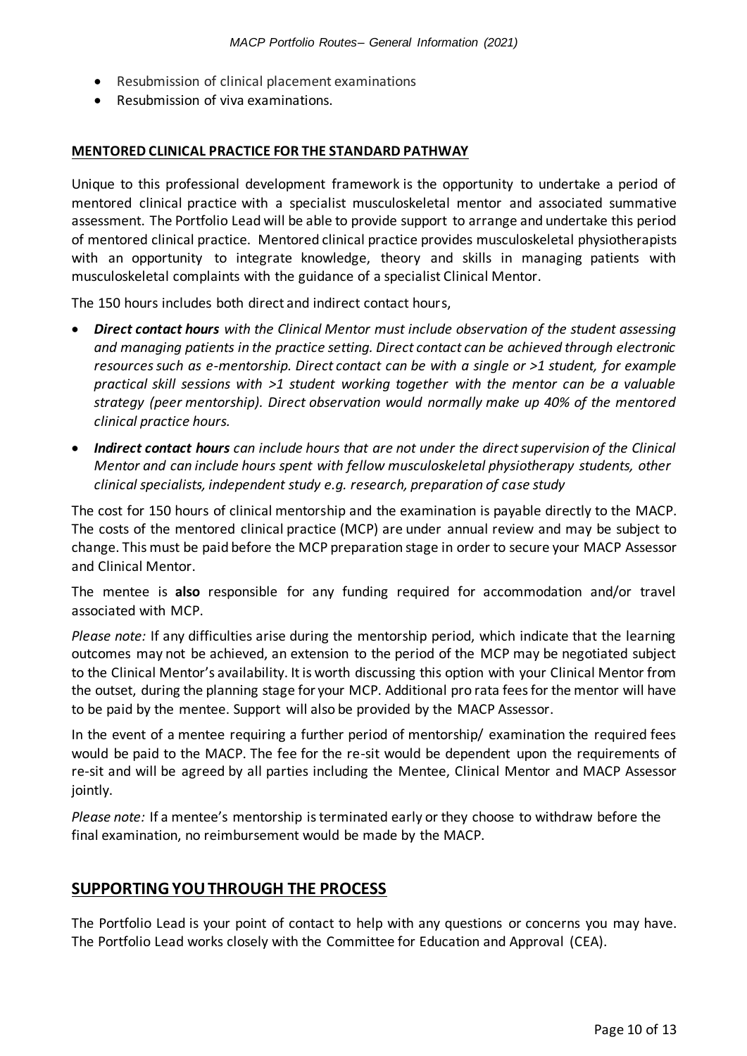- Resubmission of clinical placement examinations
- Resubmission of viva examinations.

**MENTORED CLINICAL PRACTICE FOR THE STANDARD PATHWAY**

Unique to this professional development framework is the opportunity to undertake a period of mentored clinical practice with a specialist musculoskeletal mentor and associated summative assessment. The Portfolio Lead will be able to provide support to arrange and undertake this period of mentored clinical practice. Mentored clinical practice provides musculoskeletal physiotherapists with an opportunity to integrate knowledge, theory and skills in managing patients with musculoskeletal complaints with the guidance of a specialist Clinical Mentor.

The 150 hours includes both direct and indirect contact hours,

- ***Direct contact hours*** *with the Clinical Mentor must include observation of the student assessing and managing patients in the practice setting. Direct contact can be achieved through electronic resources such as e-mentorship. Direct contact can be with a single or >1 student, for example practical skill sessions with >1 student working together with the mentor can be a valuable strategy (peer mentorship). Direct observation would normally make up 40% of the mentored clinical practice hours.*
- ***Indirect contact hours*** *can include hours that are not under the direct supervision of the Clinical Mentor and can include hours spent with fellow musculoskeletal physiotherapy students, other clinical specialists, independent study e.g. research, preparation of case study*

The cost for 150 hours of clinical mentorship and the examination is payable directly to the MACP. The costs of the mentored clinical practice (MCP) are under annual review and may be subject to change. This must be paid before the MCP preparation stage in order to secure your MACP Assessor and Clinical Mentor.

The mentee is **also** responsible for any funding required for accommodation and/or travel associated with MCP.

*Please note:* If any difficulties arise during the mentorship period, which indicate that the learning outcomes may not be achieved, an extension to the period of the MCP may be negotiated subject to the Clinical Mentor's availability. It is worth discussing this option with your Clinical Mentor from the outset, during the planning stage for your MCP. Additional pro rata fees for the mentor will have to be paid by the mentee. Support will also be provided by the MACP Assessor.

In the event of a mentee requiring a further period of mentorship/ examination the required fees would be paid to the MACP. The fee for the re-sit would be dependent upon the requirements of re-sit and will be agreed by all parties including the Mentee, Clinical Mentor and MACP Assessor jointly.

*Please note:* If a mentee's mentorship is terminated early or they choose to withdraw before the final examination, no reimbursement would be made by the MACP.

## SUPPORTING YOU THROUGH THE PROCESS

The Portfolio Lead is your point of contact to help with any questions or concerns you may have. The Portfolio Lead works closely with the Committee for Education and Approval (CEA).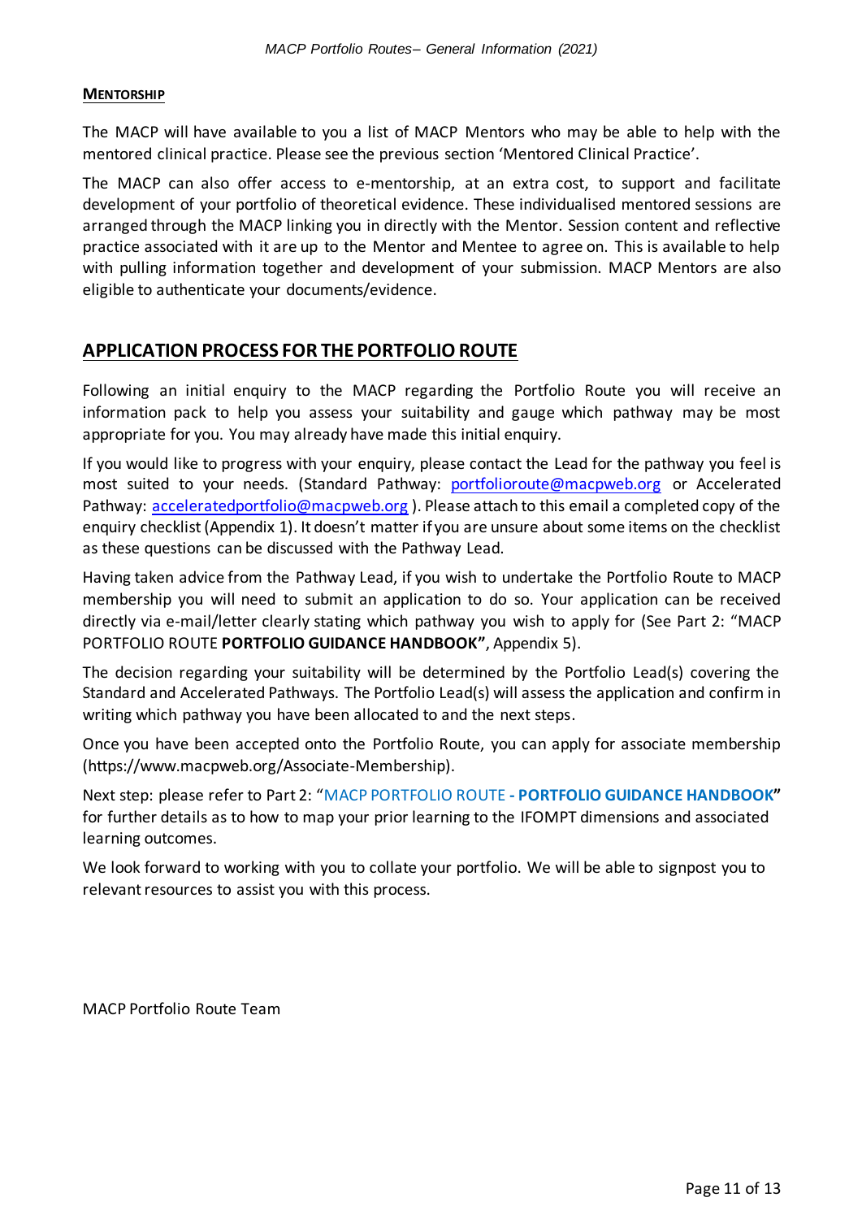#### MENTORSHIP

The MACP will have available to you a list of MACP Mentors who may be able to help with the mentored clinical practice. Please see the previous section 'Mentored Clinical Practice'.

The MACP can also offer access to e-mentorship, at an extra cost, to support and facilitate development of your portfolio of theoretical evidence. These individualised mentored sessions are arranged through the MACP linking you in directly with the Mentor. Session content and reflective practice associated with it are up to the Mentor and Mentee to agree on. This is available to help with pulling information together and development of your submission. MACP Mentors are also eligible to authenticate your documents/evidence.

## APPLICATION PROCESS FOR THE PORTFOLIO ROUTE

Following an initial enquiry to the MACP regarding the Portfolio Route you will receive an information pack to help you assess your suitability and gauge which pathway may be most appropriate for you. You may already have made this initial enquiry.

If you would like to progress with your enquiry, please contact the Lead for the pathway you feel is most suited to your needs. (Standard Pathway: portfolioroute@macpweb.org or Accelerated Pathway: acceleratedportfolio@macpweb.org ). Please attach to this email a completed copy of the enquiry checklist (Appendix 1). It doesn't matter if you are unsure about some items on the checklist as these questions can be discussed with the Pathway Lead.

Having taken advice from the Pathway Lead, if you wish to undertake the Portfolio Route to MACP membership you will need to submit an application to do so. Your application can be received directly via e-mail/letter clearly stating which pathway you wish to apply for (See Part 2: "MACP PORTFOLIO ROUTE **PORTFOLIO GUIDANCE HANDBOOK"**, Appendix 5).

The decision regarding your suitability will be determined by the Portfolio Lead(s) covering the Standard and Accelerated Pathways. The Portfolio Lead(s) will assess the application and confirm in writing which pathway you have been allocated to and the next steps.

Once you have been accepted onto the Portfolio Route, you can apply for associate membership (https://www.macpweb.org/Associate-Membership).

Next step: please refer to Part 2: "MACP PORTFOLIO ROUTE - **PORTFOLIO GUIDANCE HANDBOOK"** for further details as to how to map your prior learning to the IFOMPT dimensions and associated learning outcomes.

We look forward to working with you to collate your portfolio. We will be able to signpost you to relevant resources to assist you with this process.

MACP Portfolio Route Team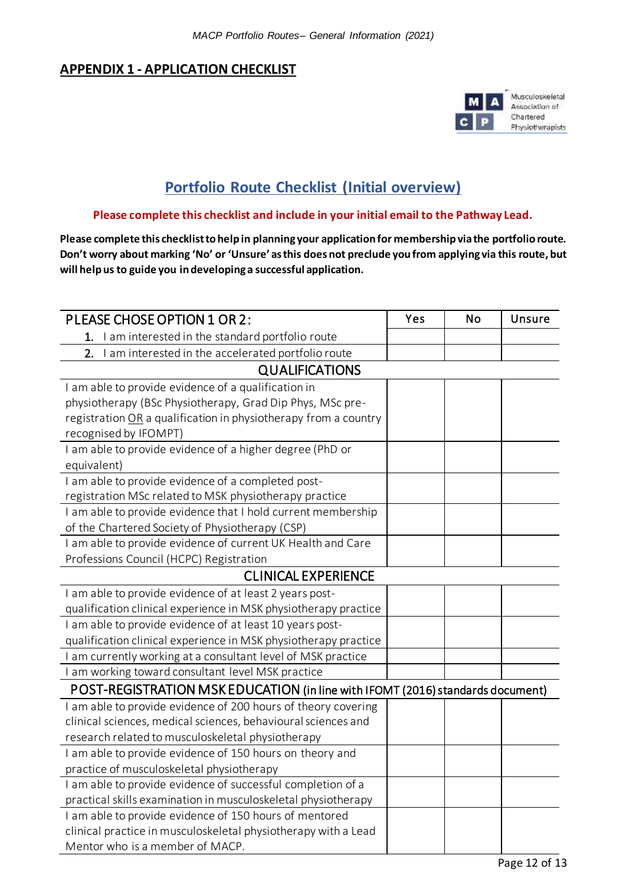## APPENDIX 1 - APPLICATION CHECKLIST

Musculoskeletal Association of Chartered Physiotherapists

### Portfolio Route Checklist (Initial overview)

**Please complete this checklist and include in your initial email to the Pathway Lead.**

**Please complete this checklist to help in planning your application for membership via the portfolio route. Don't worry about marking 'No' or 'Unsure' as this does not preclude you from applying via this route, but will help us to guide you in developing a successful application.**

| PLEASE CHOSE OPTION 1 OR 2: | Yes | No | Unsure |
|---|---|---|---|
| 1. I am interested in the standard portfolio route | | | |
| 2. I am interested in the accelerated portfolio route | | | |
| **QUALIFICATIONS** | | | |
| I am able to provide evidence of a qualification in physiotherapy (BSc Physiotherapy, Grad Dip Phys, MSc pre-registration OR a qualification in physiotherapy from a country recognised by IFOMPT) | | | |
| I am able to provide evidence of a higher degree (PhD or equivalent) | | | |
| I am able to provide evidence of a completed post-registration MSc related to MSK physiotherapy practice | | | |
| I am able to provide evidence that I hold current membership of the Chartered Society of Physiotherapy (CSP) | | | |
| I am able to provide evidence of current UK Health and Care Professions Council (HCPC) Registration | | | |
| **CLINICAL EXPERIENCE** | | | |
| I am able to provide evidence of at least 2 years post-qualification clinical experience in MSK physiotherapy practice | | | |
| I am able to provide evidence of at least 10 years post-qualification clinical experience in MSK physiotherapy practice | | | |
| I am currently working at a consultant level of MSK practice | | | |
| I am working toward consultant level MSK practice | | | |
| **POST-REGISTRATION MSK EDUCATION (in line with IFOMT (2016) standards document)** | | | |
| I am able to provide evidence of 200 hours of theory covering clinical sciences, medical sciences, behavioural sciences and research related to musculoskeletal physiotherapy | | | |
| I am able to provide evidence of 150 hours on theory and practice of musculoskeletal physiotherapy | | | |
| I am able to provide evidence of successful completion of a practical skills examination in musculoskeletal physiotherapy | | | |
| I am able to provide evidence of 150 hours of mentored clinical practice in musculoskeletal physiotherapy with a Lead Mentor who is a member of MACP. | | | |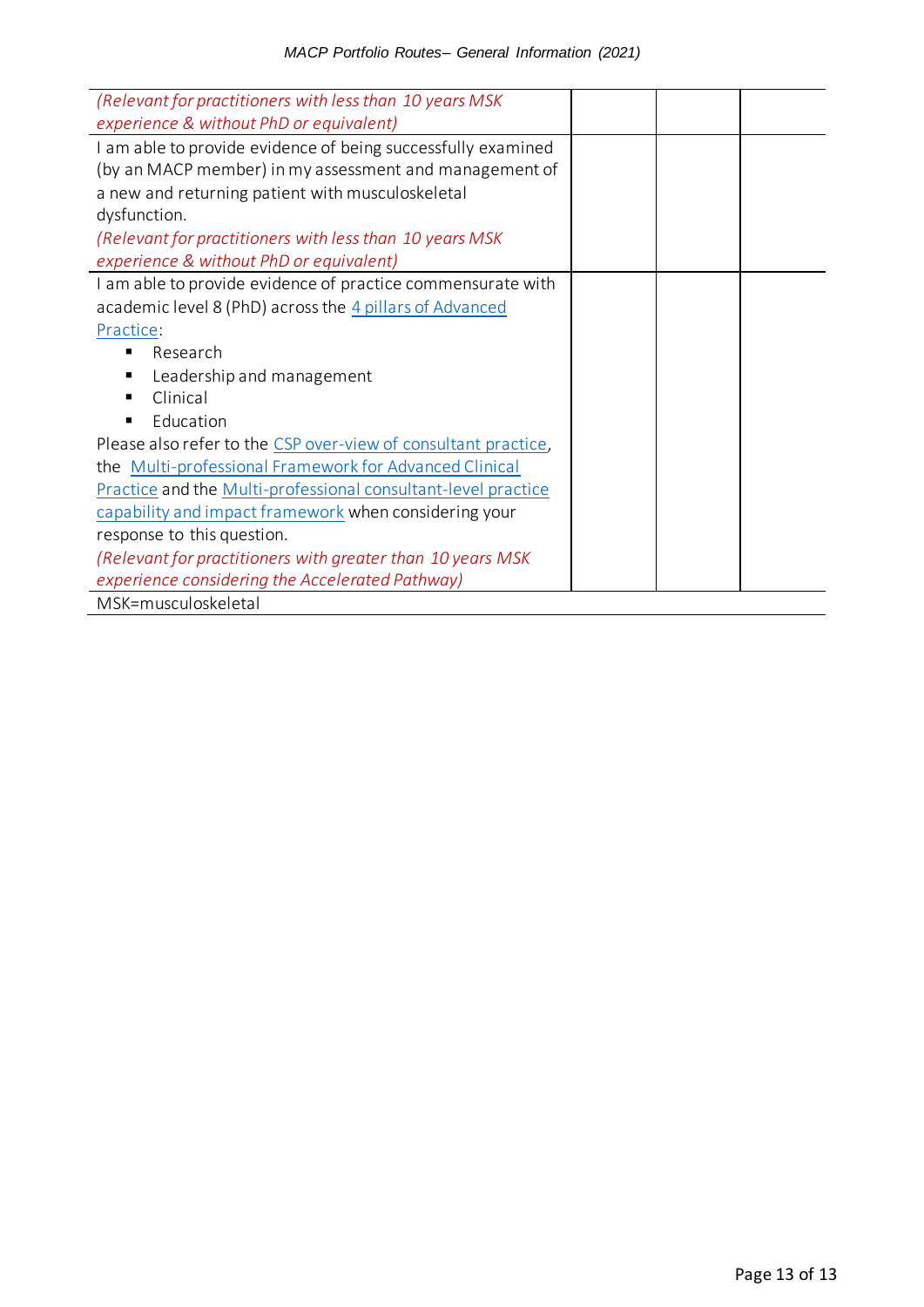| | | | |
|---|---|---|---|
| *(Relevant for practitioners with less than 10 years MSK experience & without PhD or equivalent)* | | | |
| I am able to provide evidence of being successfully examined (by an MACP member) in my assessment and management of a new and returning patient with musculoskeletal dysfunction.<br>*(Relevant for practitioners with less than 10 years MSK experience & without PhD or equivalent)* | | | |
| I am able to provide evidence of practice commensurate with academic level 8 (PhD) across the 4 pillars of Advanced Practice:<br>▪ Research<br>▪ Leadership and management<br>▪ Clinical<br>▪ Education<br>Please also refer to the CSP over-view of consultant practice, the Multi-professional Framework for Advanced Clinical Practice and the Multi-professional consultant-level practice capability and impact framework when considering your response to this question.<br>*(Relevant for practitioners with greater than 10 years MSK experience considering the Accelerated Pathway)* | | | |

MSK=musculoskeletal